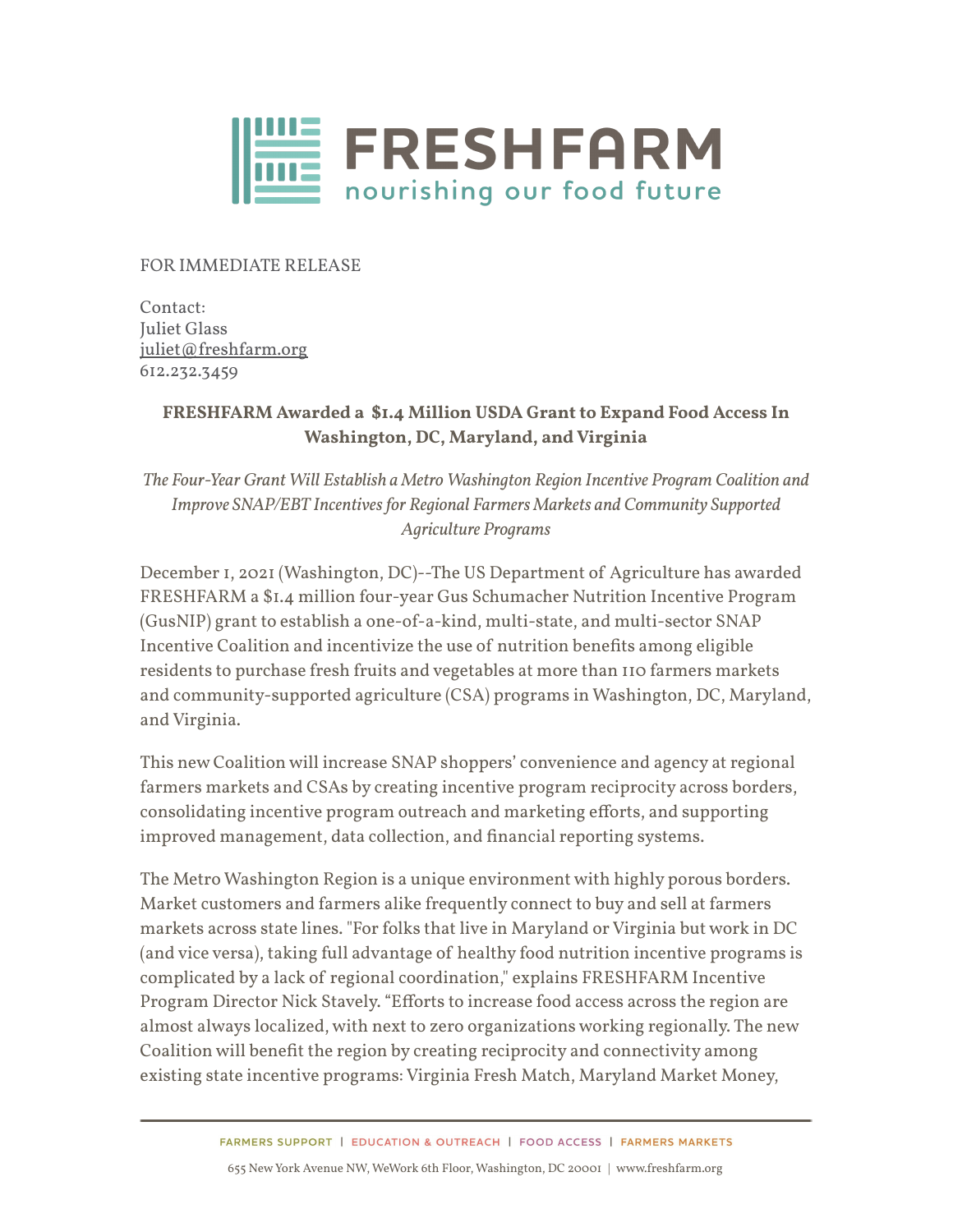# FRESHFARM

nourishing our food future

FOR IMMEDIATE RELEASE

Contact:
Juliet Glass
juliet@freshfarm.org
612.232.3459

**FRESHFARM Awarded a $1.4 Million USDA Grant to Expand Food Access In Washington, DC, Maryland, and Virginia**

*The Four-Year Grant Will Establish a Metro Washington Region Incentive Program Coalition and Improve SNAP/EBT Incentives for Regional Farmers Markets and Community Supported Agriculture Programs*

December 1, 2021 (Washington, DC)--The US Department of Agriculture has awarded FRESHFARM a $1.4 million four-year Gus Schumacher Nutrition Incentive Program (GusNIP) grant to establish a one-of-a-kind, multi-state, and multi-sector SNAP Incentive Coalition and incentivize the use of nutrition benefits among eligible residents to purchase fresh fruits and vegetables at more than 110 farmers markets and community-supported agriculture (CSA) programs in Washington, DC, Maryland, and Virginia.

This new Coalition will increase SNAP shoppers' convenience and agency at regional farmers markets and CSAs by creating incentive program reciprocity across borders, consolidating incentive program outreach and marketing efforts, and supporting improved management, data collection, and financial reporting systems.

The Metro Washington Region is a unique environment with highly porous borders. Market customers and farmers alike frequently connect to buy and sell at farmers markets across state lines. "For folks that live in Maryland or Virginia but work in DC (and vice versa), taking full advantage of healthy food nutrition incentive programs is complicated by a lack of regional coordination," explains FRESHFARM Incentive Program Director Nick Stavely. "Efforts to increase food access across the region are almost always localized, with next to zero organizations working regionally. The new Coalition will benefit the region by creating reciprocity and connectivity among existing state incentive programs: Virginia Fresh Match, Maryland Market Money,

FARMERS SUPPORT | EDUCATION & OUTREACH | FOOD ACCESS | FARMERS MARKETS

655 New York Avenue NW, WeWork 6th Floor, Washington, DC 20001 | www.freshfarm.org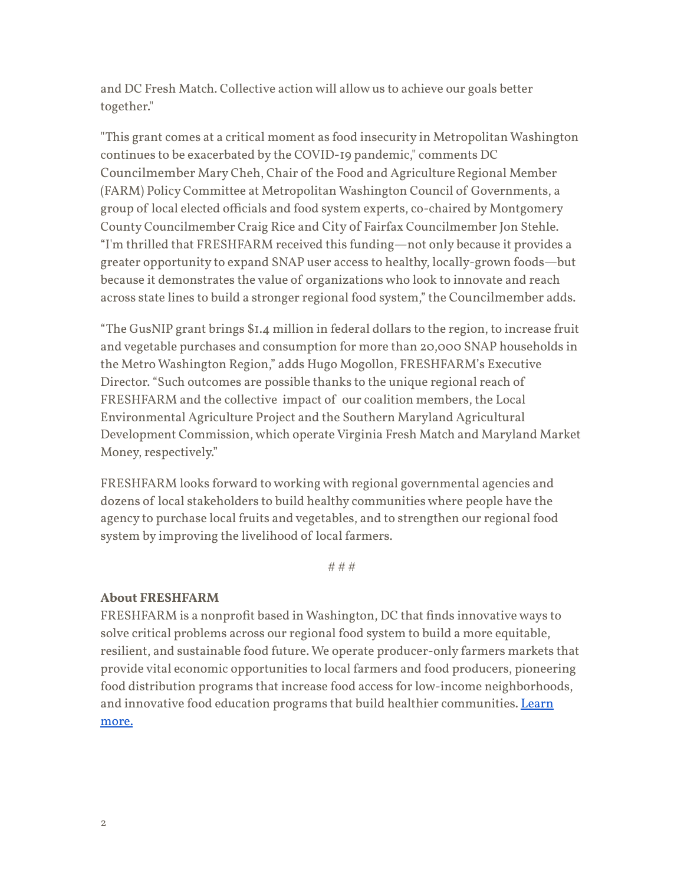and DC Fresh Match. Collective action will allow us to achieve our goals better together."

"This grant comes at a critical moment as food insecurity in Metropolitan Washington continues to be exacerbated by the COVID-19 pandemic," comments DC Councilmember Mary Cheh, Chair of the Food and Agriculture Regional Member (FARM) Policy Committee at Metropolitan Washington Council of Governments, a group of local elected officials and food system experts, co-chaired by Montgomery County Councilmember Craig Rice and City of Fairfax Councilmember Jon Stehle. "I'm thrilled that FRESHFARM received this funding—not only because it provides a greater opportunity to expand SNAP user access to healthy, locally-grown foods—but because it demonstrates the value of organizations who look to innovate and reach across state lines to build a stronger regional food system," the Councilmember adds.

"The GusNIP grant brings $1.4 million in federal dollars to the region, to increase fruit and vegetable purchases and consumption for more than 20,000 SNAP households in the Metro Washington Region," adds Hugo Mogollon, FRESHFARM's Executive Director. "Such outcomes are possible thanks to the unique regional reach of FRESHFARM and the collective impact of our coalition members, the Local Environmental Agriculture Project and the Southern Maryland Agricultural Development Commission, which operate Virginia Fresh Match and Maryland Market Money, respectively."

FRESHFARM looks forward to working with regional governmental agencies and dozens of local stakeholders to build healthy communities where people have the agency to purchase local fruits and vegetables, and to strengthen our regional food system by improving the livelihood of local farmers.

# # #

**About FRESHFARM**
FRESHFARM is a nonprofit based in Washington, DC that finds innovative ways to solve critical problems across our regional food system to build a more equitable, resilient, and sustainable food future. We operate producer-only farmers markets that provide vital economic opportunities to local farmers and food producers, pioneering food distribution programs that increase food access for low-income neighborhoods, and innovative food education programs that build healthier communities. Learn more.